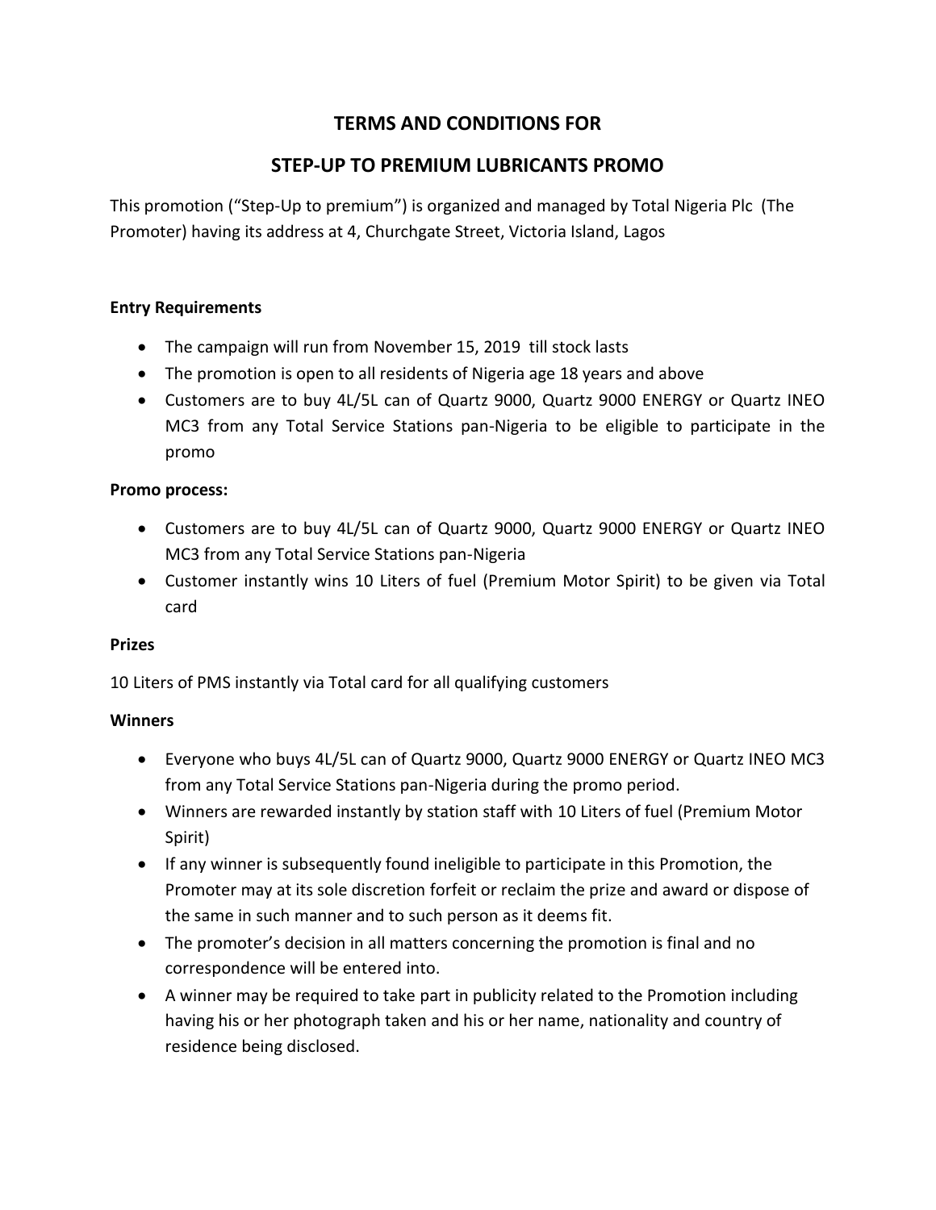# TERMS AND CONDITIONS FOR

# STEP-UP TO PREMIUM LUBRICANTS PROMO

This promotion ("Step-Up to premium") is organized and managed by Total Nigeria Plc (The Promoter) having its address at 4, Churchgate Street, Victoria Island, Lagos

**Entry Requirements**

- The campaign will run from November 15, 2019 till stock lasts
- The promotion is open to all residents of Nigeria age 18 years and above
- Customers are to buy 4L/5L can of Quartz 9000, Quartz 9000 ENERGY or Quartz INEO MC3 from any Total Service Stations pan-Nigeria to be eligible to participate in the promo

**Promo process:**

- Customers are to buy 4L/5L can of Quartz 9000, Quartz 9000 ENERGY or Quartz INEO MC3 from any Total Service Stations pan-Nigeria
- Customer instantly wins 10 Liters of fuel (Premium Motor Spirit) to be given via Total card

**Prizes**

10 Liters of PMS instantly via Total card for all qualifying customers

**Winners**

- Everyone who buys 4L/5L can of Quartz 9000, Quartz 9000 ENERGY or Quartz INEO MC3 from any Total Service Stations pan-Nigeria during the promo period.
- Winners are rewarded instantly by station staff with 10 Liters of fuel (Premium Motor Spirit)
- If any winner is subsequently found ineligible to participate in this Promotion, the Promoter may at its sole discretion forfeit or reclaim the prize and award or dispose of the same in such manner and to such person as it deems fit.
- The promoter's decision in all matters concerning the promotion is final and no correspondence will be entered into.
- A winner may be required to take part in publicity related to the Promotion including having his or her photograph taken and his or her name, nationality and country of residence being disclosed.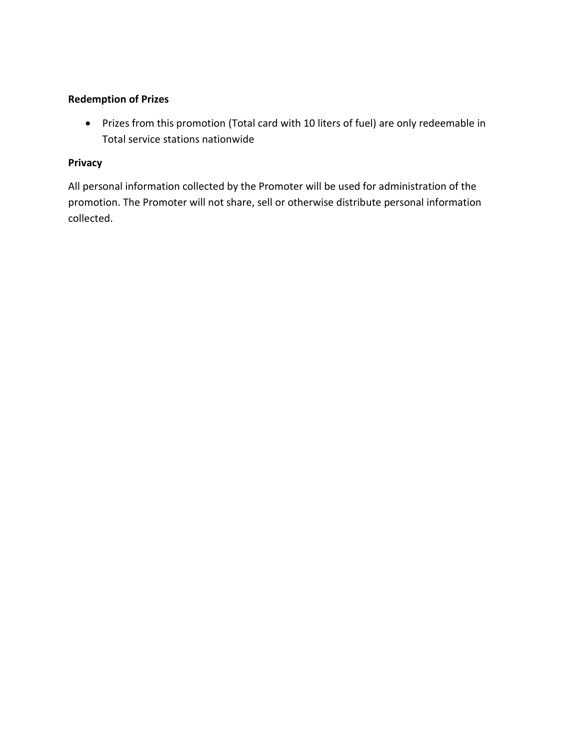**Redemption of Prizes**

- Prizes from this promotion (Total card with 10 liters of fuel) are only redeemable in Total service stations nationwide

**Privacy**

All personal information collected by the Promoter will be used for administration of the promotion. The Promoter will not share, sell or otherwise distribute personal information collected.